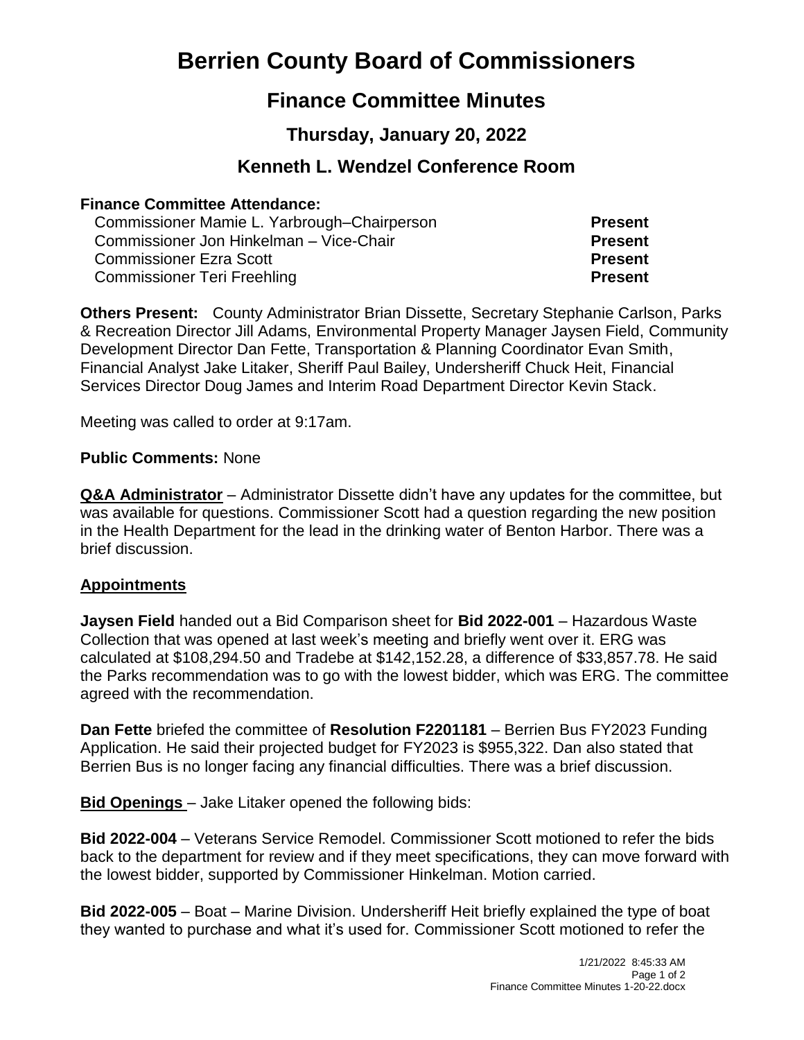# Berrien County Board of Commissioners

## Finance Committee Minutes

### Thursday, January 20, 2022

### Kenneth L. Wendzel Conference Room

**Finance Committee Attendance:**

| | |
|---|---|
| Commissioner Mamie L. Yarbrough–Chairperson | **Present** |
| Commissioner Jon Hinkelman – Vice-Chair | **Present** |
| Commissioner Ezra Scott | **Present** |
| Commissioner Teri Freehling | **Present** |

**Others Present:** County Administrator Brian Dissette, Secretary Stephanie Carlson, Parks & Recreation Director Jill Adams, Environmental Property Manager Jaysen Field, Community Development Director Dan Fette, Transportation & Planning Coordinator Evan Smith, Financial Analyst Jake Litaker, Sheriff Paul Bailey, Undersheriff Chuck Heit, Financial Services Director Doug James and Interim Road Department Director Kevin Stack.

Meeting was called to order at 9:17am.

**Public Comments:** None

**Q&A Administrator** – Administrator Dissette didn't have any updates for the committee, but was available for questions. Commissioner Scott had a question regarding the new position in the Health Department for the lead in the drinking water of Benton Harbor. There was a brief discussion.

**Appointments**

**Jaysen Field** handed out a Bid Comparison sheet for **Bid 2022-001** – Hazardous Waste Collection that was opened at last week's meeting and briefly went over it. ERG was calculated at $108,294.50 and Tradebe at $142,152.28, a difference of $33,857.78. He said the Parks recommendation was to go with the lowest bidder, which was ERG. The committee agreed with the recommendation.

**Dan Fette** briefed the committee of **Resolution F2201181** – Berrien Bus FY2023 Funding Application. He said their projected budget for FY2023 is $955,322. Dan also stated that Berrien Bus is no longer facing any financial difficulties. There was a brief discussion.

**Bid Openings** – Jake Litaker opened the following bids:

**Bid 2022-004** – Veterans Service Remodel. Commissioner Scott motioned to refer the bids back to the department for review and if they meet specifications, they can move forward with the lowest bidder, supported by Commissioner Hinkelman. Motion carried.

**Bid 2022-005** – Boat – Marine Division. Undersheriff Heit briefly explained the type of boat they wanted to purchase and what it's used for. Commissioner Scott motioned to refer the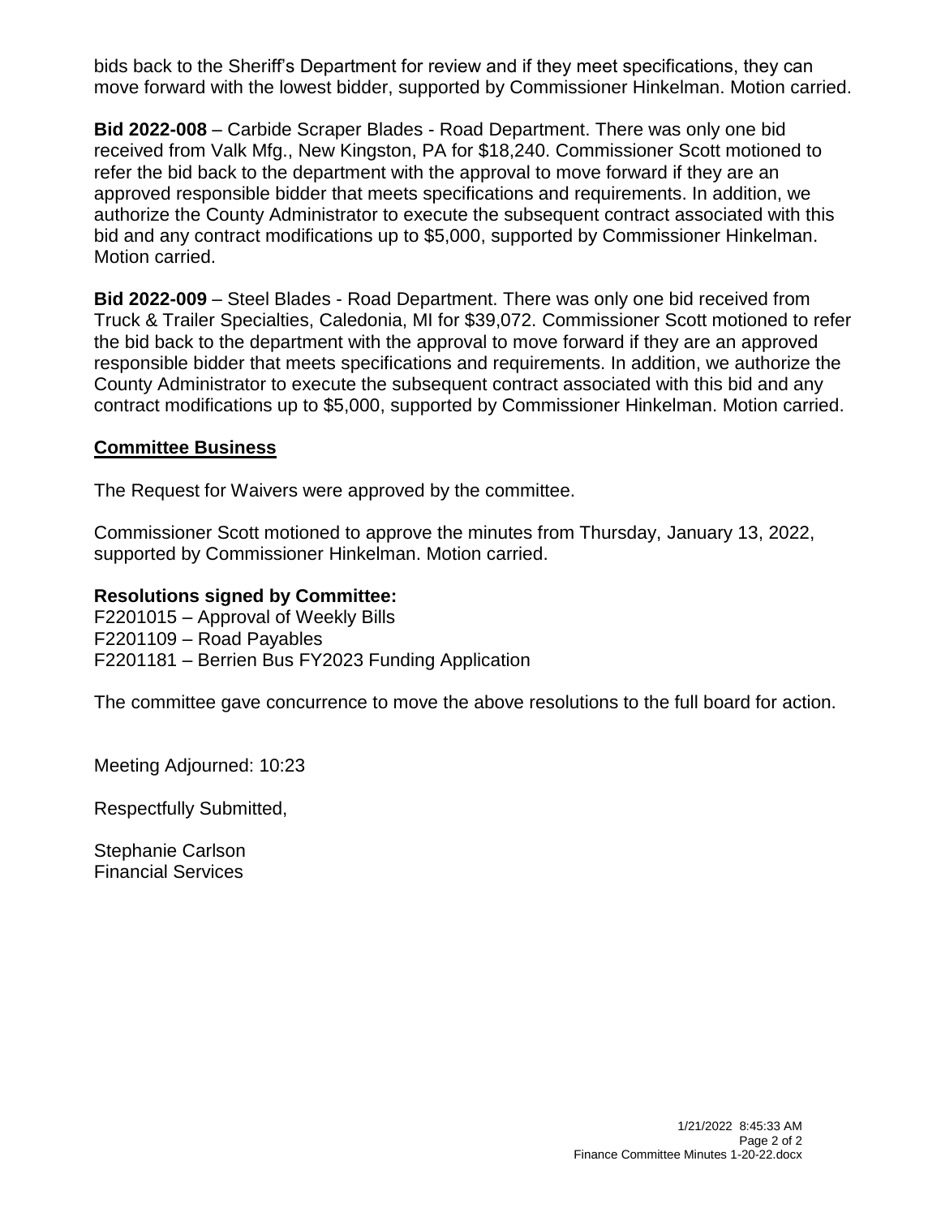bids back to the Sheriff's Department for review and if they meet specifications, they can move forward with the lowest bidder, supported by Commissioner Hinkelman. Motion carried.

**Bid 2022-008** – Carbide Scraper Blades - Road Department. There was only one bid received from Valk Mfg., New Kingston, PA for $18,240. Commissioner Scott motioned to refer the bid back to the department with the approval to move forward if they are an approved responsible bidder that meets specifications and requirements. In addition, we authorize the County Administrator to execute the subsequent contract associated with this bid and any contract modifications up to $5,000, supported by Commissioner Hinkelman. Motion carried.

**Bid 2022-009** – Steel Blades - Road Department. There was only one bid received from Truck & Trailer Specialties, Caledonia, MI for $39,072. Commissioner Scott motioned to refer the bid back to the department with the approval to move forward if they are an approved responsible bidder that meets specifications and requirements. In addition, we authorize the County Administrator to execute the subsequent contract associated with this bid and any contract modifications up to $5,000, supported by Commissioner Hinkelman. Motion carried.

## Committee Business

The Request for Waivers were approved by the committee.

Commissioner Scott motioned to approve the minutes from Thursday, January 13, 2022, supported by Commissioner Hinkelman. Motion carried.

**Resolutions signed by Committee:**

F2201015 – Approval of Weekly Bills
F2201109 – Road Payables
F2201181 – Berrien Bus FY2023 Funding Application

The committee gave concurrence to move the above resolutions to the full board for action.

Meeting Adjourned: 10:23

Respectfully Submitted,

Stephanie Carlson
Financial Services